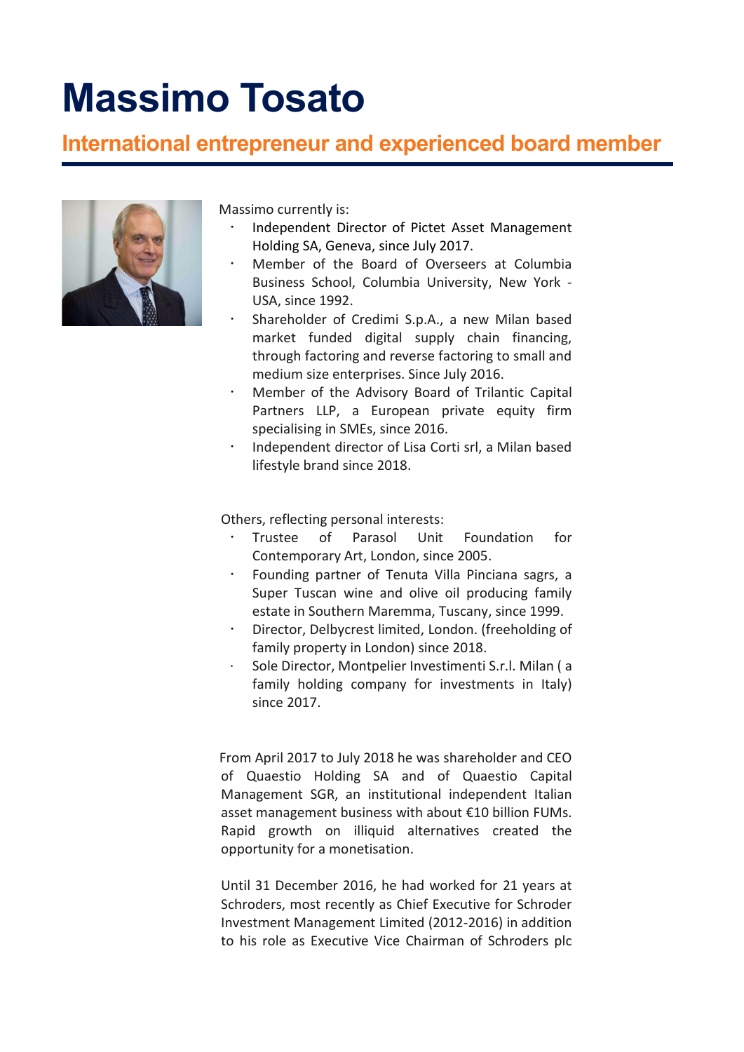# Massimo Tosato

## International entrepreneur and experienced board member

Massimo currently is:

- Independent Director of Pictet Asset Management Holding SA, Geneva, since July 2017.
- Member of the Board of Overseers at Columbia Business School, Columbia University, New York - USA, since 1992.
- Shareholder of Credimi S.p.A., a new Milan based market funded digital supply chain financing, through factoring and reverse factoring to small and medium size enterprises. Since July 2016.
- Member of the Advisory Board of Trilantic Capital Partners LLP, a European private equity firm specialising in SMEs, since 2016.
- Independent director of Lisa Corti srl, a Milan based lifestyle brand since 2018.

Others, reflecting personal interests:

- Trustee of Parasol Unit Foundation for Contemporary Art, London, since 2005.
- Founding partner of Tenuta Villa Pinciana sagrs, a Super Tuscan wine and olive oil producing family estate in Southern Maremma, Tuscany, since 1999.
- Director, Delbycrest limited, London. (freeholding of family property in London) since 2018.
- Sole Director, Montpelier Investimenti S.r.l. Milan ( a family holding company for investments in Italy) since 2017.

From April 2017 to July 2018 he was shareholder and CEO of Quaestio Holding SA and of Quaestio Capital Management SGR, an institutional independent Italian asset management business with about €10 billion FUMs. Rapid growth on illiquid alternatives created the opportunity for a monetisation.

Until 31 December 2016, he had worked for 21 years at Schroders, most recently as Chief Executive for Schroder Investment Management Limited (2012-2016) in addition to his role as Executive Vice Chairman of Schroders plc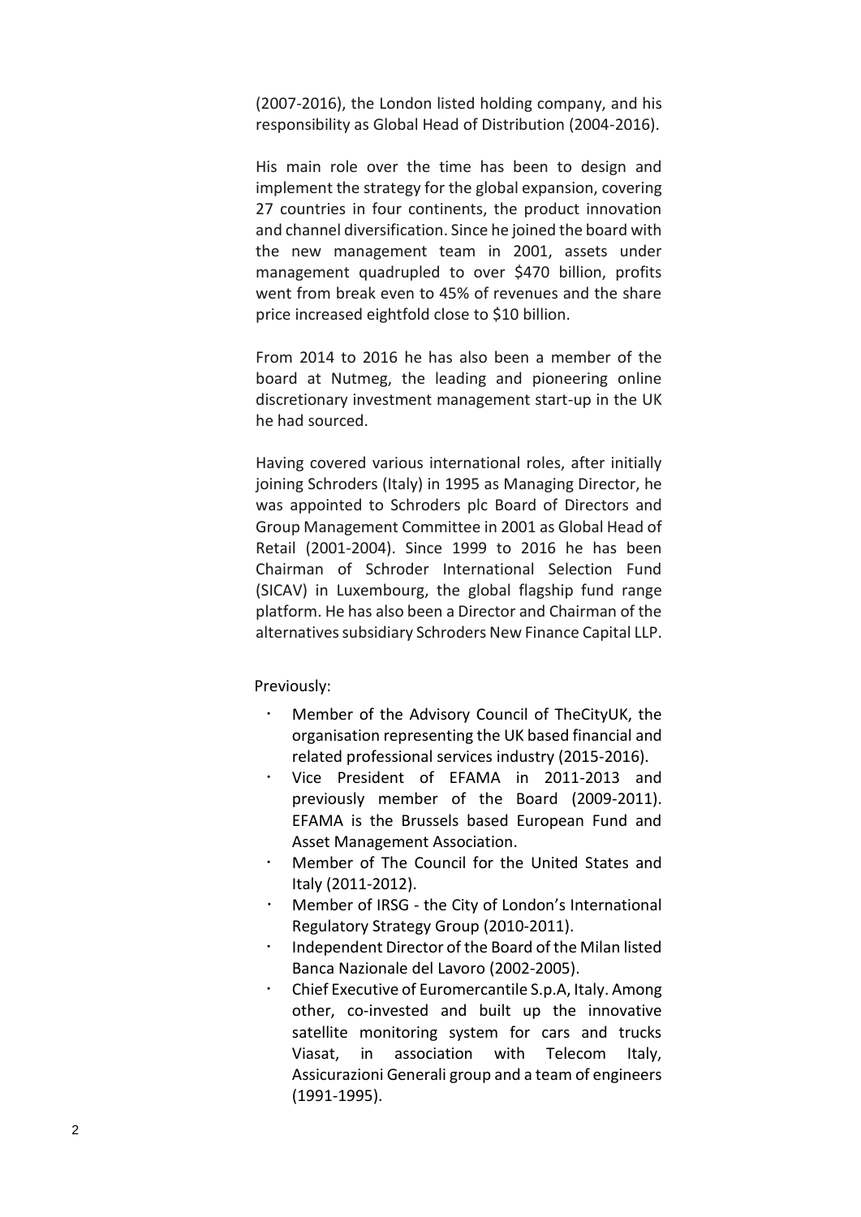(2007-2016), the London listed holding company, and his responsibility as Global Head of Distribution (2004-2016).

His main role over the time has been to design and implement the strategy for the global expansion, covering 27 countries in four continents, the product innovation and channel diversification. Since he joined the board with the new management team in 2001, assets under management quadrupled to over $470 billion, profits went from break even to 45% of revenues and the share price increased eightfold close to $10 billion.

From 2014 to 2016 he has also been a member of the board at Nutmeg, the leading and pioneering online discretionary investment management start-up in the UK he had sourced.

Having covered various international roles, after initially joining Schroders (Italy) in 1995 as Managing Director, he was appointed to Schroders plc Board of Directors and Group Management Committee in 2001 as Global Head of Retail (2001-2004). Since 1999 to 2016 he has been Chairman of Schroder International Selection Fund (SICAV) in Luxembourg, the global flagship fund range platform. He has also been a Director and Chairman of the alternatives subsidiary Schroders New Finance Capital LLP.

Previously:

- Member of the Advisory Council of TheCityUK, the organisation representing the UK based financial and related professional services industry (2015-2016).
- Vice President of EFAMA in 2011-2013 and previously member of the Board (2009-2011). EFAMA is the Brussels based European Fund and Asset Management Association.
- Member of The Council for the United States and Italy (2011-2012).
- Member of IRSG - the City of London's International Regulatory Strategy Group (2010-2011).
- Independent Director of the Board of the Milan listed Banca Nazionale del Lavoro (2002-2005).
- Chief Executive of Euromercantile S.p.A, Italy. Among other, co-invested and built up the innovative satellite monitoring system for cars and trucks Viasat, in association with Telecom Italy, Assicurazioni Generali group and a team of engineers (1991-1995).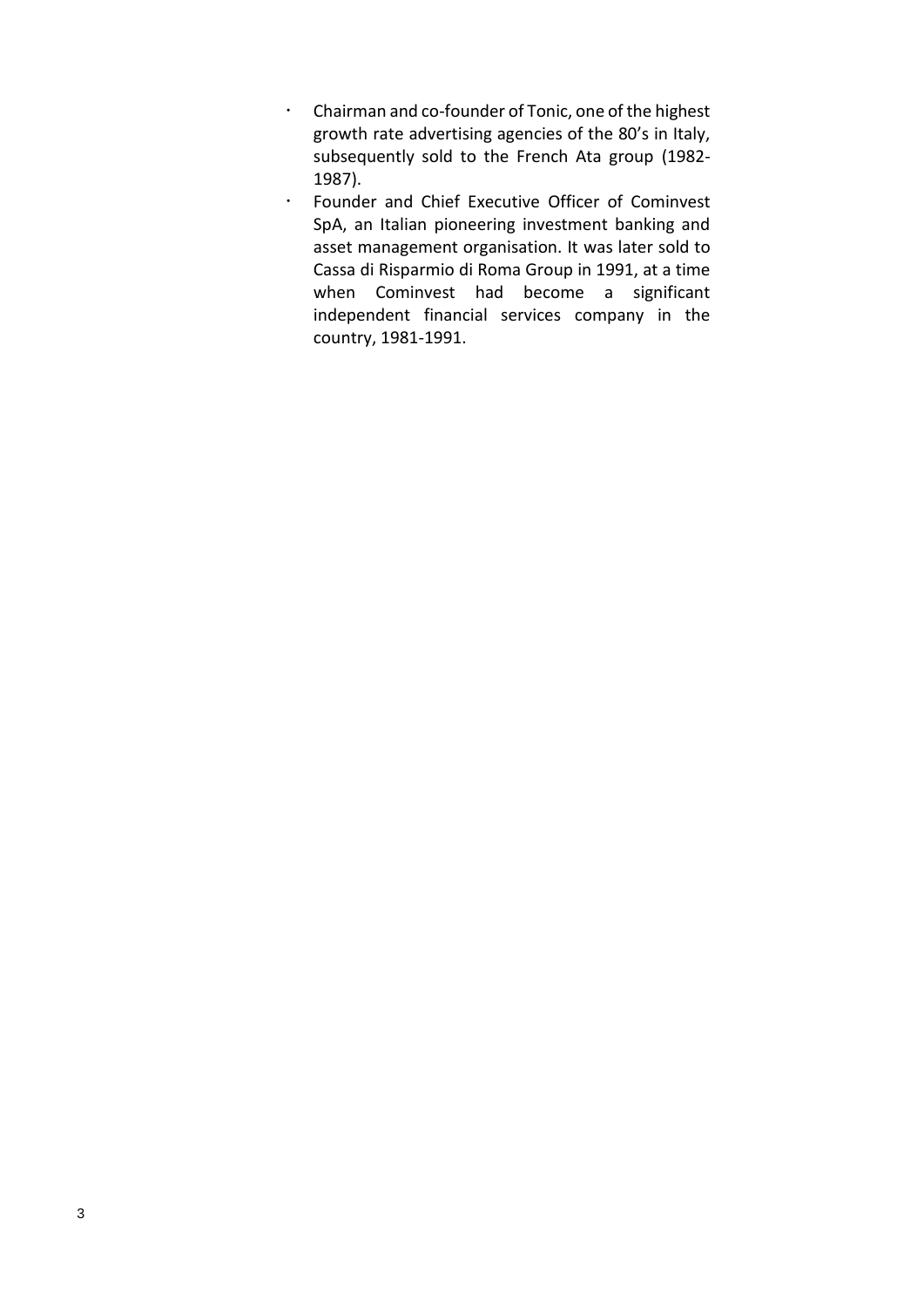- Chairman and co-founder of Tonic, one of the highest growth rate advertising agencies of the 80's in Italy, subsequently sold to the French Ata group (1982-1987).
- Founder and Chief Executive Officer of Cominvest SpA, an Italian pioneering investment banking and asset management organisation. It was later sold to Cassa di Risparmio di Roma Group in 1991, at a time when Cominvest had become a significant independent financial services company in the country, 1981-1991.